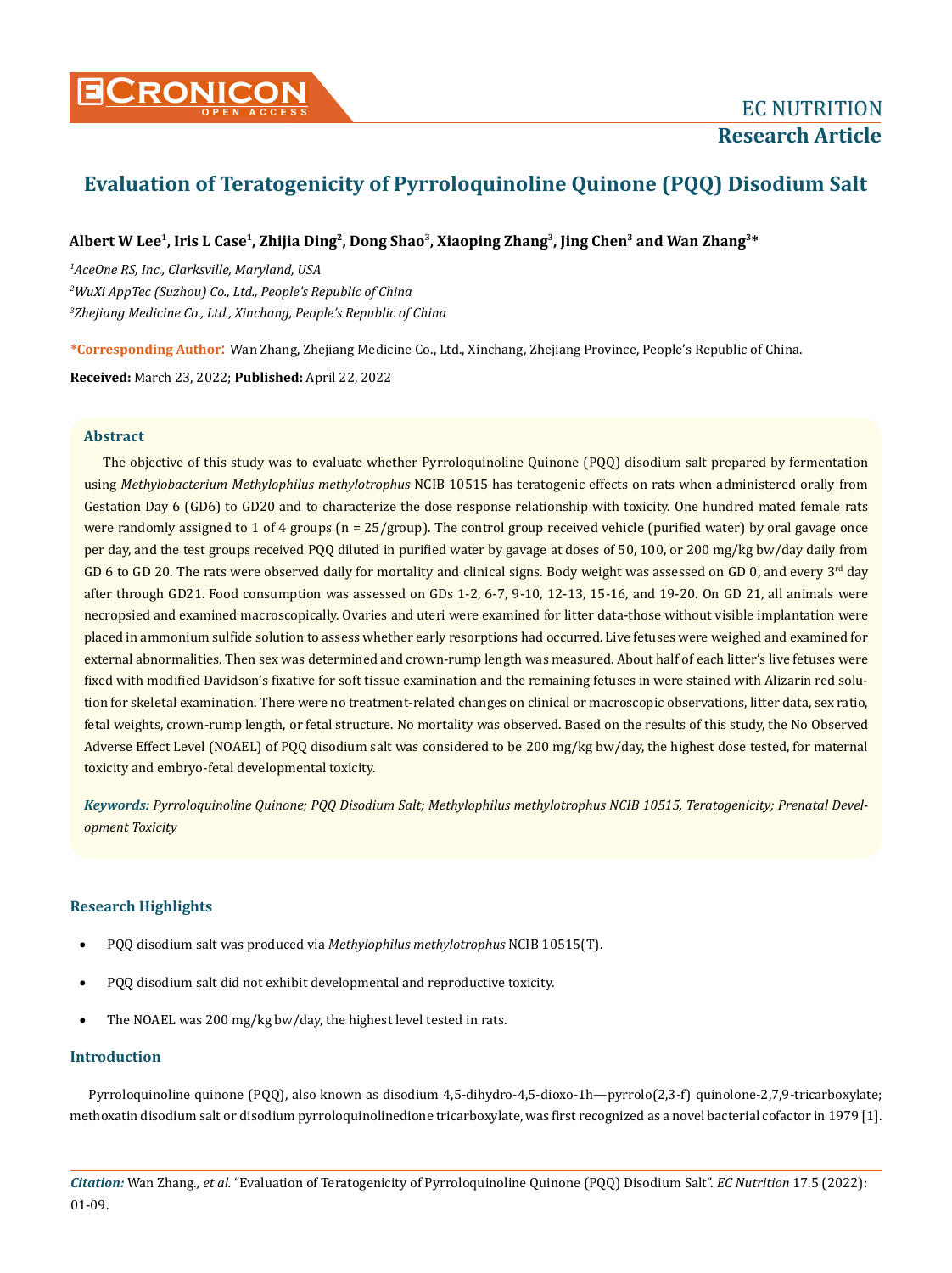# Evaluation of Teratogenicity of Pyrroloquinoline Quinone (PQQ) Disodium Salt

**Albert W Lee[1], Iris L Case[1], Zhijia Ding[2], Dong Shao[3], Xiaoping Zhang[3], Jing Chen[3] and Wan Zhang[3]***

*[1]AceOne RS, Inc., Clarksville, Maryland, USA*

*[2]WuXi AppTec (Suzhou) Co., Ltd., People's Republic of China*

*[3]Zhejiang Medicine Co., Ltd., Xinchang, People's Republic of China*

**\*Corresponding Author:** Wan Zhang, Zhejiang Medicine Co., Ltd., Xinchang, Zhejiang Province, People's Republic of China.

**Received:** March 23, 2022; **Published:** April 22, 2022

## Abstract

The objective of this study was to evaluate whether Pyrroloquinoline Quinone (PQQ) disodium salt prepared by fermentation using *Methylobacterium Methylophilus methylotrophus* NCIB 10515 has teratogenic effects on rats when administered orally from Gestation Day 6 (GD6) to GD20 and to characterize the dose response relationship with toxicity. One hundred mated female rats were randomly assigned to 1 of 4 groups (n = 25/group). The control group received vehicle (purified water) by oral gavage once per day, and the test groups received PQQ diluted in purified water by gavage at doses of 50, 100, or 200 mg/kg bw/day daily from GD 6 to GD 20. The rats were observed daily for mortality and clinical signs. Body weight was assessed on GD 0, and every 3rd day after through GD21. Food consumption was assessed on GDs 1-2, 6-7, 9-10, 12-13, 15-16, and 19-20. On GD 21, all animals were necropsied and examined macroscopically. Ovaries and uteri were examined for litter data-those without visible implantation were placed in ammonium sulfide solution to assess whether early resorptions had occurred. Live fetuses were weighed and examined for external abnormalities. Then sex was determined and crown-rump length was measured. About half of each litter's live fetuses were fixed with modified Davidson's fixative for soft tissue examination and the remaining fetuses in were stained with Alizarin red solution for skeletal examination. There were no treatment-related changes on clinical or macroscopic observations, litter data, sex ratio, fetal weights, crown-rump length, or fetal structure. No mortality was observed. Based on the results of this study, the No Observed Adverse Effect Level (NOAEL) of PQQ disodium salt was considered to be 200 mg/kg bw/day, the highest dose tested, for maternal toxicity and embryo-fetal developmental toxicity.

***Keywords:*** *Pyrroloquinoline Quinone; PQQ Disodium Salt; Methylophilus methylotrophus NCIB 10515, Teratogenicity; Prenatal Development Toxicity*

## Research Highlights

- PQQ disodium salt was produced via *Methylophilus methylotrophus* NCIB 10515(T).
- PQQ disodium salt did not exhibit developmental and reproductive toxicity.
- The NOAEL was 200 mg/kg bw/day, the highest level tested in rats.

## Introduction

Pyrroloquinoline quinone (PQQ), also known as disodium 4,5-dihydro-4,5-dioxo-1h—pyrrolo(2,3-f) quinolone-2,7,9-tricarboxylate; methoxatin disodium salt or disodium pyrroloquinolinedione tricarboxylate, was first recognized as a novel bacterial cofactor in 1979 [1].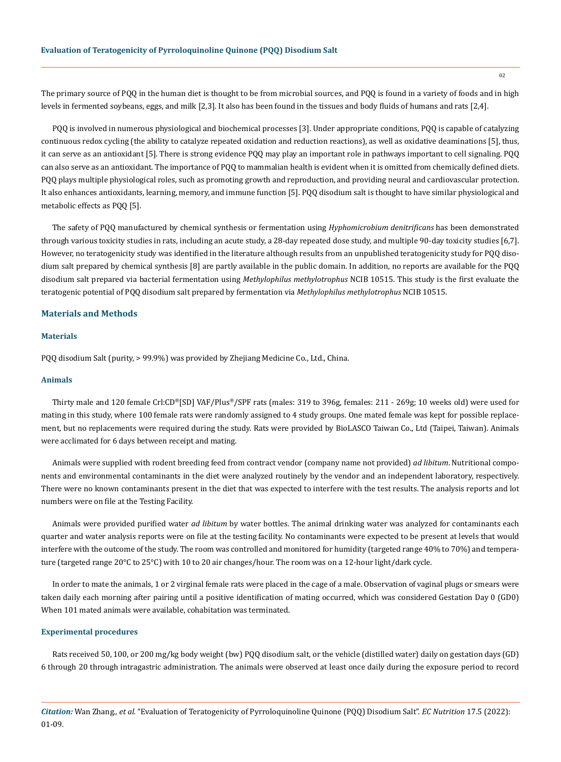The primary source of PQQ in the human diet is thought to be from microbial sources, and PQQ is found in a variety of foods and in high levels in fermented soybeans, eggs, and milk [2,3]. It also has been found in the tissues and body fluids of humans and rats [2,4].

PQQ is involved in numerous physiological and biochemical processes [3]. Under appropriate conditions, PQQ is capable of catalyzing continuous redox cycling (the ability to catalyze repeated oxidation and reduction reactions), as well as oxidative deaminations [5], thus, it can serve as an antioxidant [5]. There is strong evidence PQQ may play an important role in pathways important to cell signaling. PQQ can also serve as an antioxidant. The importance of PQQ to mammalian health is evident when it is omitted from chemically defined diets. PQQ plays multiple physiological roles, such as promoting growth and reproduction, and providing neural and cardiovascular protection. It also enhances antioxidants, learning, memory, and immune function [5]. PQQ disodium salt is thought to have similar physiological and metabolic effects as PQQ [5].

The safety of PQQ manufactured by chemical synthesis or fermentation using *Hyphomicrobium denitrificans* has been demonstrated through various toxicity studies in rats, including an acute study, a 28-day repeated dose study, and multiple 90-day toxicity studies [6,7]. However, no teratogenicity study was identified in the literature although results from an unpublished teratogenicity study for PQQ disodium salt prepared by chemical synthesis [8] are partly available in the public domain. In addition, no reports are available for the PQQ disodium salt prepared via bacterial fermentation using *Methylophilus methylotrophus* NCIB 10515. This study is the first evaluate the teratogenic potential of PQQ disodium salt prepared by fermentation via *Methylophilus methylotrophus* NCIB 10515.

## Materials and Methods

### Materials

PQQ disodium Salt (purity, > 99.9%) was provided by Zhejiang Medicine Co., Ltd., China.

### Animals

Thirty male and 120 female Crl:CD®[SD] VAF/Plus®/SPF rats (males: 319 to 396g, females: 211 - 269g; 10 weeks old) were used for mating in this study, where 100 female rats were randomly assigned to 4 study groups. One mated female was kept for possible replacement, but no replacements were required during the study. Rats were provided by BioLASCO Taiwan Co., Ltd (Taipei, Taiwan). Animals were acclimated for 6 days between receipt and mating.

Animals were supplied with rodent breeding feed from contract vendor (company name not provided) *ad libitum*. Nutritional components and environmental contaminants in the diet were analyzed routinely by the vendor and an independent laboratory, respectively. There were no known contaminants present in the diet that was expected to interfere with the test results. The analysis reports and lot numbers were on file at the Testing Facility.

Animals were provided purified water *ad libitum* by water bottles. The animal drinking water was analyzed for contaminants each quarter and water analysis reports were on file at the testing facility. No contaminants were expected to be present at levels that would interfere with the outcome of the study. The room was controlled and monitored for humidity (targeted range 40% to 70%) and temperature (targeted range 20°C to 25°C) with 10 to 20 air changes/hour. The room was on a 12-hour light/dark cycle.

In order to mate the animals, 1 or 2 virginal female rats were placed in the cage of a male. Observation of vaginal plugs or smears were taken daily each morning after pairing until a positive identification of mating occurred, which was considered Gestation Day 0 (GD0) When 101 mated animals were available, cohabitation was terminated.

### Experimental procedures

Rats received 50, 100, or 200 mg/kg body weight (bw) PQQ disodium salt, or the vehicle (distilled water) daily on gestation days (GD) 6 through 20 through intragastric administration. The animals were observed at least once daily during the exposure period to record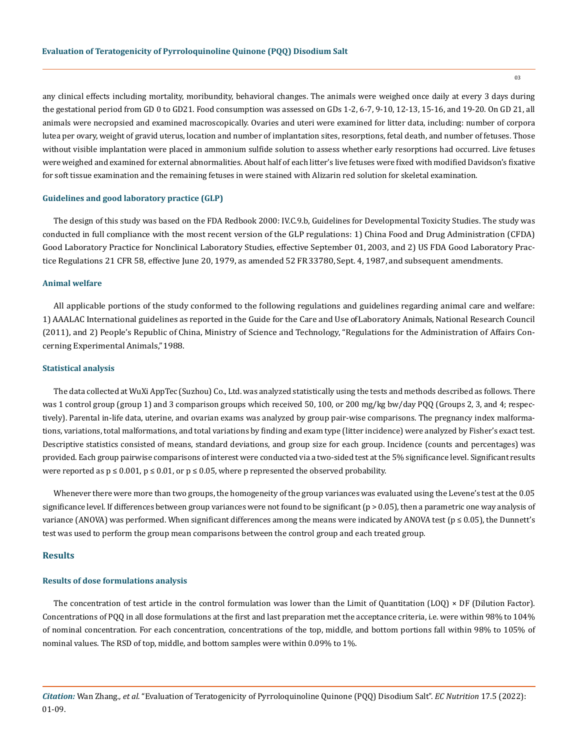any clinical effects including mortality, moribundity, behavioral changes. The animals were weighed once daily at every 3 days during the gestational period from GD 0 to GD21. Food consumption was assessed on GDs 1-2, 6-7, 9-10, 12-13, 15-16, and 19-20. On GD 21, all animals were necropsied and examined macroscopically. Ovaries and uteri were examined for litter data, including: number of corpora lutea per ovary, weight of gravid uterus, location and number of implantation sites, resorptions, fetal death, and number of fetuses. Those without visible implantation were placed in ammonium sulfide solution to assess whether early resorptions had occurred. Live fetuses were weighed and examined for external abnormalities. About half of each litter's live fetuses were fixed with modified Davidson's fixative for soft tissue examination and the remaining fetuses in were stained with Alizarin red solution for skeletal examination.

### Guidelines and good laboratory practice (GLP)

The design of this study was based on the FDA Redbook 2000: IV.C.9.b, Guidelines for Developmental Toxicity Studies. The study was conducted in full compliance with the most recent version of the GLP regulations: 1) China Food and Drug Administration (CFDA) Good Laboratory Practice for Nonclinical Laboratory Studies, effective September 01, 2003, and 2) US FDA Good Laboratory Practice Regulations 21 CFR 58, effective June 20, 1979, as amended 52 FR 33780, Sept. 4, 1987, and subsequent amendments.

### Animal welfare

All applicable portions of the study conformed to the following regulations and guidelines regarding animal care and welfare: 1) AAALAC International guidelines as reported in the Guide for the Care and Use of Laboratory Animals, National Research Council (2011), and 2) People's Republic of China, Ministry of Science and Technology, "Regulations for the Administration of Affairs Concerning Experimental Animals," 1988.

### Statistical analysis

The data collected at WuXi AppTec (Suzhou) Co., Ltd. was analyzed statistically using the tests and methods described as follows. There was 1 control group (group 1) and 3 comparison groups which received 50, 100, or 200 mg/kg bw/day PQQ (Groups 2, 3, and 4; respectively). Parental in-life data, uterine, and ovarian exams was analyzed by group pair-wise comparisons. The pregnancy index malformations, variations, total malformations, and total variations by finding and exam type (litter incidence) were analyzed by Fisher's exact test. Descriptive statistics consisted of means, standard deviations, and group size for each group. Incidence (counts and percentages) was provided. Each group pairwise comparisons of interest were conducted via a two-sided test at the 5% significance level. Significant results were reported as $p \leq 0.001$, $p \leq 0.01$, or $p \leq 0.05$, where p represented the observed probability.

Whenever there were more than two groups, the homogeneity of the group variances was evaluated using the Levene's test at the 0.05 significance level. If differences between group variances were not found to be significant ($p > 0.05$), then a parametric one way analysis of variance (ANOVA) was performed. When significant differences among the means were indicated by ANOVA test ($p \leq 0.05$), the Dunnett's test was used to perform the group mean comparisons between the control group and each treated group.

## Results

### Results of dose formulations analysis

The concentration of test article in the control formulation was lower than the Limit of Quantitation (LOQ) × DF (Dilution Factor). Concentrations of PQQ in all dose formulations at the first and last preparation met the acceptance criteria, i.e. were within 98% to 104% of nominal concentration. For each concentration, concentrations of the top, middle, and bottom portions fall within 98% to 105% of nominal values. The RSD of top, middle, and bottom samples were within 0.09% to 1%.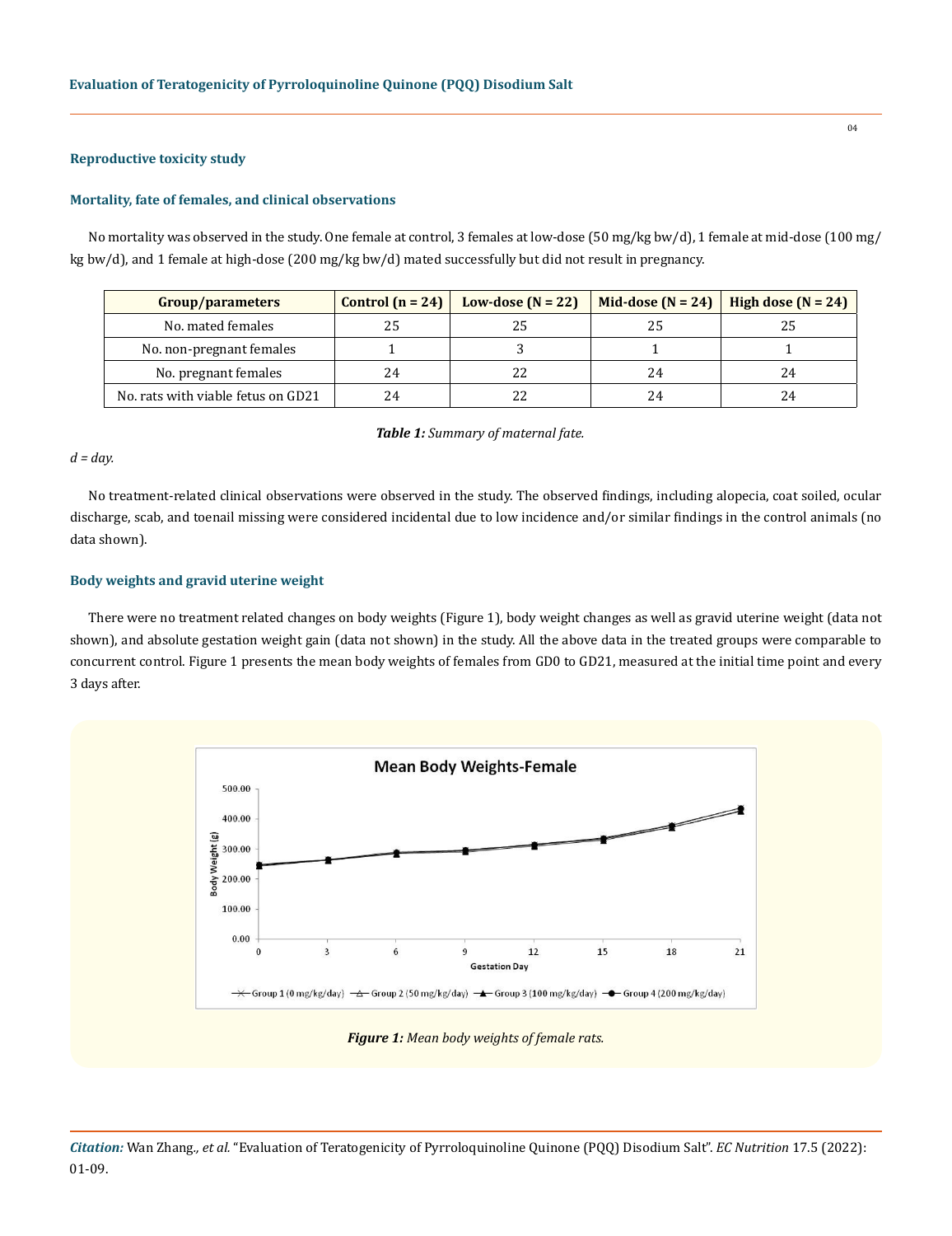### Reproductive toxicity study

### Mortality, fate of females, and clinical observations

No mortality was observed in the study. One female at control, 3 females at low-dose (50 mg/kg bw/d), 1 female at mid-dose (100 mg/kg bw/d), and 1 female at high-dose (200 mg/kg bw/d) mated successfully but did not result in pregnancy.

| Group/parameters | Control (n = 24) | Low-dose (N = 22) | Mid-dose (N = 24) | High dose (N = 24) |
|---|---|---|---|---|
| No. mated females | 25 | 25 | 25 | 25 |
| No. non-pregnant females | 1 | 3 | 1 | 1 |
| No. pregnant females | 24 | 22 | 24 | 24 |
| No. rats with viable fetus on GD21 | 24 | 22 | 24 | 24 |

***Table 1:*** *Summary of maternal fate.*

*d = day.*

No treatment-related clinical observations were observed in the study. The observed findings, including alopecia, coat soiled, ocular discharge, scab, and toenail missing were considered incidental due to low incidence and/or similar findings in the control animals (no data shown).

### Body weights and gravid uterine weight

There were no treatment related changes on body weights (Figure 1), body weight changes as well as gravid uterine weight (data not shown), and absolute gestation weight gain (data not shown) in the study. All the above data in the treated groups were comparable to concurrent control. Figure 1 presents the mean body weights of females from GD0 to GD21, measured at the initial time point and every 3 days after.

***Figure 1:*** *Mean body weights of female rats.*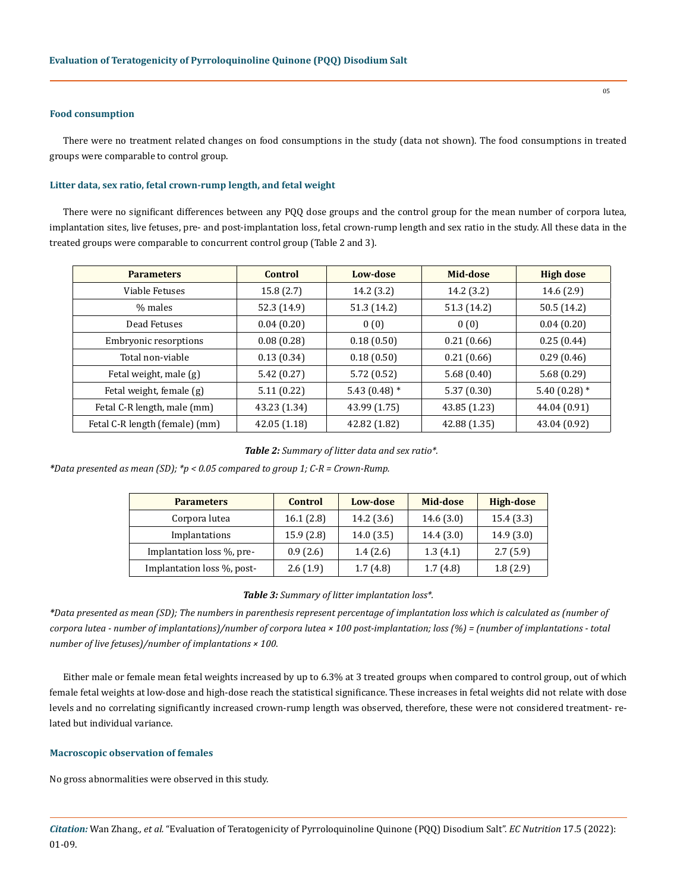### Food consumption

There were no treatment related changes on food consumptions in the study (data not shown). The food consumptions in treated groups were comparable to control group.

### Litter data, sex ratio, fetal crown-rump length, and fetal weight

There were no significant differences between any PQQ dose groups and the control group for the mean number of corpora lutea, implantation sites, live fetuses, pre- and post-implantation loss, fetal crown-rump length and sex ratio in the study. All these data in the treated groups were comparable to concurrent control group (Table 2 and 3).

| Parameters | Control | Low-dose | Mid-dose | High dose |
|---|---|---|---|---|
| Viable Fetuses | 15.8 (2.7) | 14.2 (3.2) | 14.2 (3.2) | 14.6 (2.9) |
| % males | 52.3 (14.9) | 51.3 (14.2) | 51.3 (14.2) | 50.5 (14.2) |
| Dead Fetuses | 0.04 (0.20) | 0 (0) | 0 (0) | 0.04 (0.20) |
| Embryonic resorptions | 0.08 (0.28) | 0.18 (0.50) | 0.21 (0.66) | 0.25 (0.44) |
| Total non-viable | 0.13 (0.34) | 0.18 (0.50) | 0.21 (0.66) | 0.29 (0.46) |
| Fetal weight, male (g) | 5.42 (0.27) | 5.72 (0.52) | 5.68 (0.40) | 5.68 (0.29) |
| Fetal weight, female (g) | 5.11 (0.22) | 5.43 (0.48) * | 5.37 (0.30) | 5.40 (0.28) * |
| Fetal C-R length, male (mm) | 43.23 (1.34) | 43.99 (1.75) | 43.85 (1.23) | 44.04 (0.91) |
| Fetal C-R length (female) (mm) | 42.05 (1.18) | 42.82 (1.82) | 42.88 (1.35) | 43.04 (0.92) |

***Table 2:*** *Summary of litter data and sex ratio*.*

*\*Data presented as mean (SD); \*p < 0.05 compared to group 1; C-R = Crown-Rump.*

| Parameters | Control | Low-dose | Mid-dose | High-dose |
|---|---|---|---|---|
| Corpora lutea | 16.1 (2.8) | 14.2 (3.6) | 14.6 (3.0) | 15.4 (3.3) |
| Implantations | 15.9 (2.8) | 14.0 (3.5) | 14.4 (3.0) | 14.9 (3.0) |
| Implantation loss %, pre- | 0.9 (2.6) | 1.4 (2.6) | 1.3 (4.1) | 2.7 (5.9) |
| Implantation loss %, post- | 2.6 (1.9) | 1.7 (4.8) | 1.7 (4.8) | 1.8 (2.9) |

***Table 3:*** *Summary of litter implantation loss*.*

*\*Data presented as mean (SD); The numbers in parenthesis represent percentage of implantation loss which is calculated as (number of corpora lutea - number of implantations)/number of corpora lutea × 100 post-implantation; loss (%) = (number of implantations - total number of live fetuses)/number of implantations × 100.*

Either male or female mean fetal weights increased by up to 6.3% at 3 treated groups when compared to control group, out of which female fetal weights at low-dose and high-dose reach the statistical significance. These increases in fetal weights did not relate with dose levels and no correlating significantly increased crown-rump length was observed, therefore, these were not considered treatment- related but individual variance.

### Macroscopic observation of females

No gross abnormalities were observed in this study.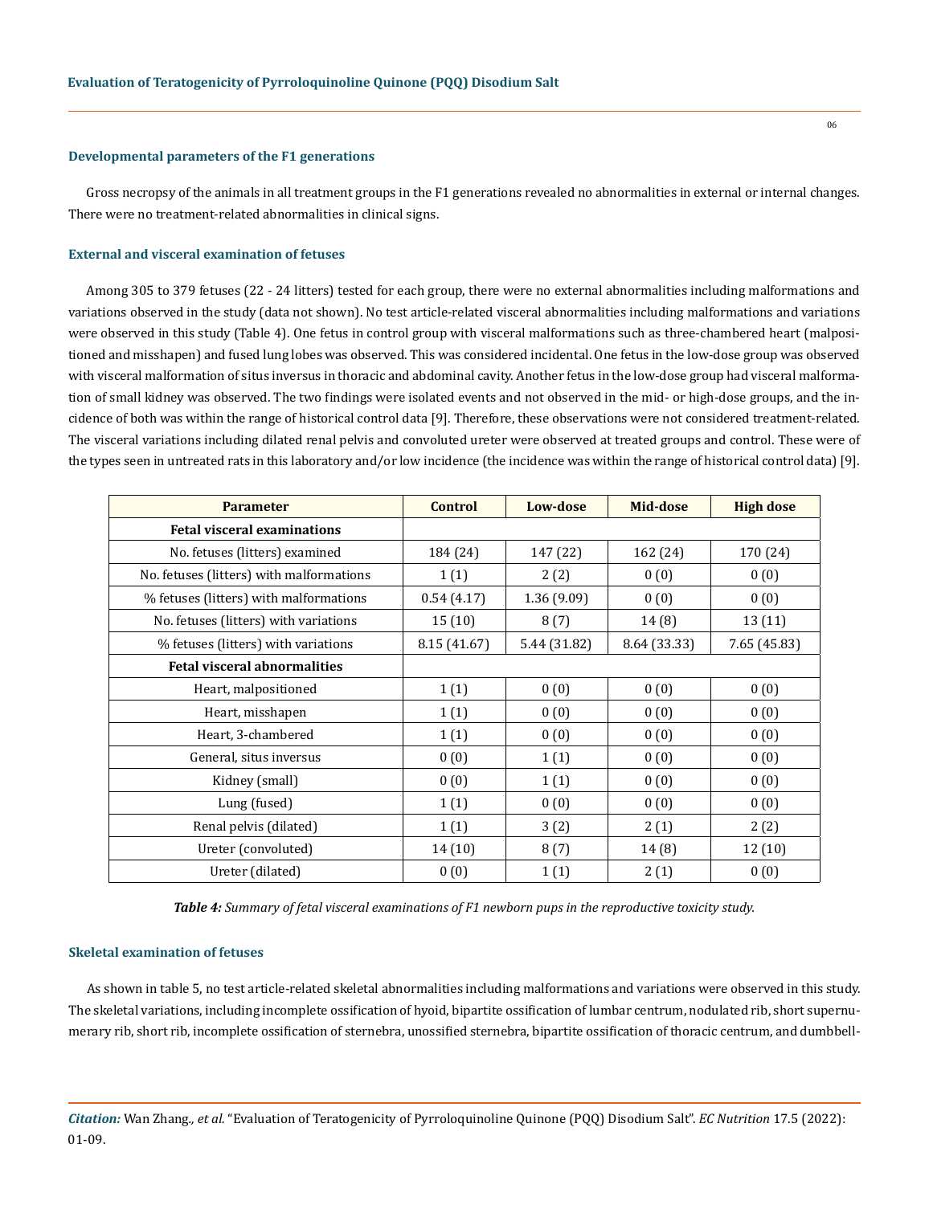### Developmental parameters of the F1 generations

Gross necropsy of the animals in all treatment groups in the F1 generations revealed no abnormalities in external or internal changes. There were no treatment-related abnormalities in clinical signs.

### External and visceral examination of fetuses

Among 305 to 379 fetuses (22 - 24 litters) tested for each group, there were no external abnormalities including malformations and variations observed in the study (data not shown). No test article-related visceral abnormalities including malformations and variations were observed in this study (Table 4). One fetus in control group with visceral malformations such as three-chambered heart (malpositioned and misshapen) and fused lung lobes was observed. This was considered incidental. One fetus in the low-dose group was observed with visceral malformation of situs inversus in thoracic and abdominal cavity. Another fetus in the low-dose group had visceral malformation of small kidney was observed. The two findings were isolated events and not observed in the mid- or high-dose groups, and the incidence of both was within the range of historical control data [9]. Therefore, these observations were not considered treatment-related. The visceral variations including dilated renal pelvis and convoluted ureter were observed at treated groups and control. These were of the types seen in untreated rats in this laboratory and/or low incidence (the incidence was within the range of historical control data) [9].

| Parameter | Control | Low-dose | Mid-dose | High dose |
|---|---|---|---|---|
| **Fetal visceral examinations** | | | | |
| No. fetuses (litters) examined | 184 (24) | 147 (22) | 162 (24) | 170 (24) |
| No. fetuses (litters) with malformations | 1 (1) | 2 (2) | 0 (0) | 0 (0) |
| % fetuses (litters) with malformations | 0.54 (4.17) | 1.36 (9.09) | 0 (0) | 0 (0) |
| No. fetuses (litters) with variations | 15 (10) | 8 (7) | 14 (8) | 13 (11) |
| % fetuses (litters) with variations | 8.15 (41.67) | 5.44 (31.82) | 8.64 (33.33) | 7.65 (45.83) |
| **Fetal visceral abnormalities** | | | | |
| Heart, malpositioned | 1 (1) | 0 (0) | 0 (0) | 0 (0) |
| Heart, misshapen | 1 (1) | 0 (0) | 0 (0) | 0 (0) |
| Heart, 3-chambered | 1 (1) | 0 (0) | 0 (0) | 0 (0) |
| General, situs inversus | 0 (0) | 1 (1) | 0 (0) | 0 (0) |
| Kidney (small) | 0 (0) | 1 (1) | 0 (0) | 0 (0) |
| Lung (fused) | 1 (1) | 0 (0) | 0 (0) | 0 (0) |
| Renal pelvis (dilated) | 1 (1) | 3 (2) | 2 (1) | 2 (2) |
| Ureter (convoluted) | 14 (10) | 8 (7) | 14 (8) | 12 (10) |
| Ureter (dilated) | 0 (0) | 1 (1) | 2 (1) | 0 (0) |

***Table 4:*** *Summary of fetal visceral examinations of F1 newborn pups in the reproductive toxicity study.*

### Skeletal examination of fetuses

As shown in table 5, no test article-related skeletal abnormalities including malformations and variations were observed in this study. The skeletal variations, including incomplete ossification of hyoid, bipartite ossification of lumbar centrum, nodulated rib, short supernumerary rib, short rib, incomplete ossification of sternebra, unossified sternebra, bipartite ossification of thoracic centrum, and dumbbell-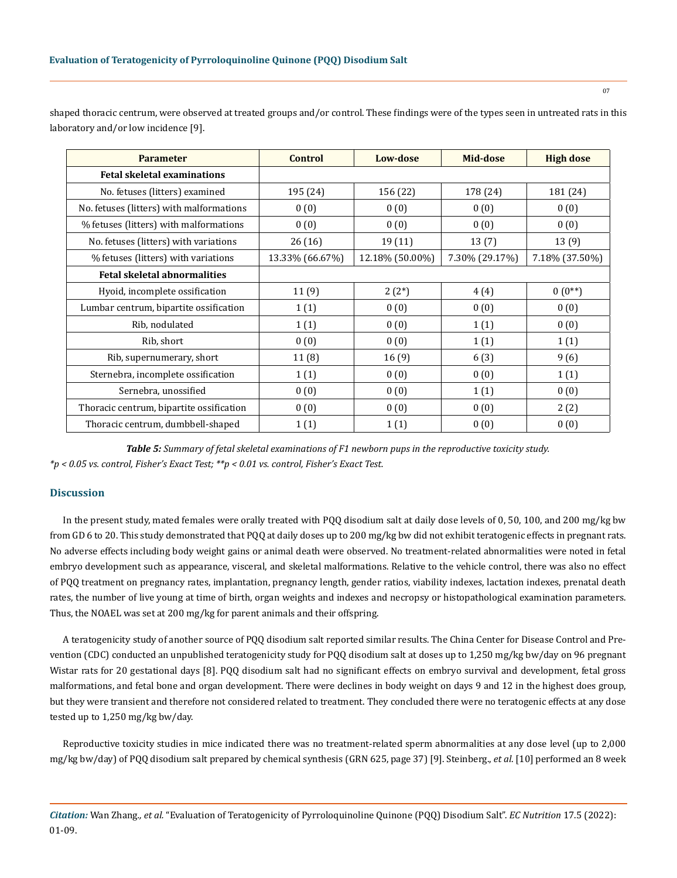shaped thoracic centrum, were observed at treated groups and/or control. These findings were of the types seen in untreated rats in this laboratory and/or low incidence [9].

| Parameter | Control | Low-dose | Mid-dose | High dose |
|---|---|---|---|---|
| **Fetal skeletal examinations** | | | | |
| No. fetuses (litters) examined | 195 (24) | 156 (22) | 178 (24) | 181 (24) |
| No. fetuses (litters) with malformations | 0 (0) | 0 (0) | 0 (0) | 0 (0) |
| % fetuses (litters) with malformations | 0 (0) | 0 (0) | 0 (0) | 0 (0) |
| No. fetuses (litters) with variations | 26 (16) | 19 (11) | 13 (7) | 13 (9) |
| % fetuses (litters) with variations | 13.33% (66.67%) | 12.18% (50.00%) | 7.30% (29.17%) | 7.18% (37.50%) |
| **Fetal skeletal abnormalities** | | | | |
| Hyoid, incomplete ossification | 11 (9) | 2 (2*) | 4 (4) | 0 (0**) |
| Lumbar centrum, bipartite ossification | 1 (1) | 0 (0) | 0 (0) | 0 (0) |
| Rib, nodulated | 1 (1) | 0 (0) | 1 (1) | 0 (0) |
| Rib, short | 0 (0) | 0 (0) | 1 (1) | 1 (1) |
| Rib, supernumerary, short | 11 (8) | 16 (9) | 6 (3) | 9 (6) |
| Sternebra, incomplete ossification | 1 (1) | 0 (0) | 0 (0) | 1 (1) |
| Sernebra, unossified | 0 (0) | 0 (0) | 1 (1) | 0 (0) |
| Thoracic centrum, bipartite ossification | 0 (0) | 0 (0) | 0 (0) | 2 (2) |
| Thoracic centrum, dumbbell-shaped | 1 (1) | 1 (1) | 0 (0) | 0 (0) |

***Table 5:*** *Summary of fetal skeletal examinations of F1 newborn pups in the reproductive toxicity study.*

*\*p < 0.05 vs. control, Fisher's Exact Test; \*\*p < 0.01 vs. control, Fisher's Exact Test.*

## Discussion

In the present study, mated females were orally treated with PQQ disodium salt at daily dose levels of 0, 50, 100, and 200 mg/kg bw from GD 6 to 20. This study demonstrated that PQQ at daily doses up to 200 mg/kg bw did not exhibit teratogenic effects in pregnant rats. No adverse effects including body weight gains or animal death were observed. No treatment-related abnormalities were noted in fetal embryo development such as appearance, visceral, and skeletal malformations. Relative to the vehicle control, there was also no effect of PQQ treatment on pregnancy rates, implantation, pregnancy length, gender ratios, viability indexes, lactation indexes, prenatal death rates, the number of live young at time of birth, organ weights and indexes and necropsy or histopathological examination parameters. Thus, the NOAEL was set at 200 mg/kg for parent animals and their offspring.

A teratogenicity study of another source of PQQ disodium salt reported similar results. The China Center for Disease Control and Prevention (CDC) conducted an unpublished teratogenicity study for PQQ disodium salt at doses up to 1,250 mg/kg bw/day on 96 pregnant Wistar rats for 20 gestational days [8]. PQQ disodium salt had no significant effects on embryo survival and development, fetal gross malformations, and fetal bone and organ development. There were declines in body weight on days 9 and 12 in the highest does group, but they were transient and therefore not considered related to treatment. They concluded there were no teratogenic effects at any dose tested up to 1,250 mg/kg bw/day.

Reproductive toxicity studies in mice indicated there was no treatment-related sperm abnormalities at any dose level (up to 2,000 mg/kg bw/day) of PQQ disodium salt prepared by chemical synthesis (GRN 625, page 37) [9]. Steinberg., *et al.* [10] performed an 8 week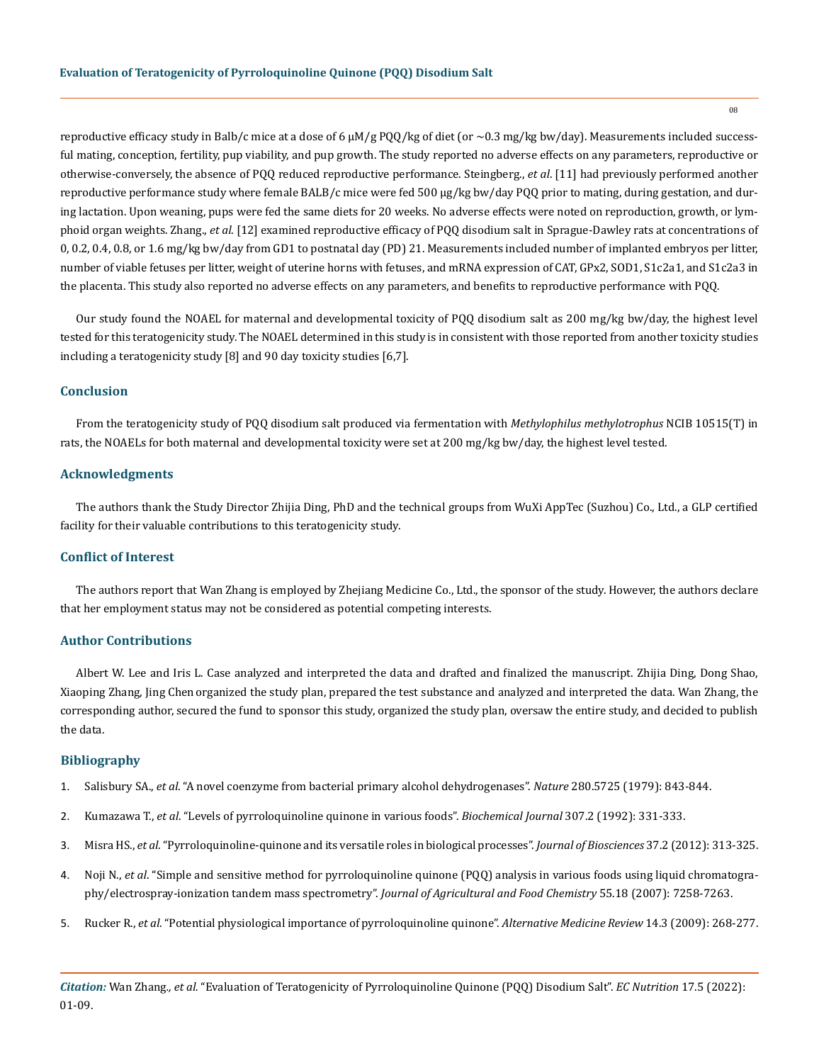reproductive efficacy study in Balb/c mice at a dose of 6 μM/g PQQ/kg of diet (or ~0.3 mg/kg bw/day). Measurements included successful mating, conception, fertility, pup viability, and pup growth. The study reported no adverse effects on any parameters, reproductive or otherwise-conversely, the absence of PQQ reduced reproductive performance. Steingberg., *et al.* [11] had previously performed another reproductive performance study where female BALB/c mice were fed 500 μg/kg bw/day PQQ prior to mating, during gestation, and during lactation. Upon weaning, pups were fed the same diets for 20 weeks. No adverse effects were noted on reproduction, growth, or lymphoid organ weights. Zhang., *et al.* [12] examined reproductive efficacy of PQQ disodium salt in Sprague-Dawley rats at concentrations of 0, 0.2, 0.4, 0.8, or 1.6 mg/kg bw/day from GD1 to postnatal day (PD) 21. Measurements included number of implanted embryos per litter, number of viable fetuses per litter, weight of uterine horns with fetuses, and mRNA expression of CAT, GPx2, SOD1, S1c2a1, and S1c2a3 in the placenta. This study also reported no adverse effects on any parameters, and benefits to reproductive performance with PQQ.

Our study found the NOAEL for maternal and developmental toxicity of PQQ disodium salt as 200 mg/kg bw/day, the highest level tested for this teratogenicity study. The NOAEL determined in this study is in consistent with those reported from another toxicity studies including a teratogenicity study [8] and 90 day toxicity studies [6,7].

## Conclusion

From the teratogenicity study of PQQ disodium salt produced via fermentation with *Methylophilus methylotrophus* NCIB 10515(T) in rats, the NOAELs for both maternal and developmental toxicity were set at 200 mg/kg bw/day, the highest level tested.

## Acknowledgments

The authors thank the Study Director Zhijia Ding, PhD and the technical groups from WuXi AppTec (Suzhou) Co., Ltd., a GLP certified facility for their valuable contributions to this teratogenicity study.

## Conflict of Interest

The authors report that Wan Zhang is employed by Zhejiang Medicine Co., Ltd., the sponsor of the study. However, the authors declare that her employment status may not be considered as potential competing interests.

## Author Contributions

Albert W. Lee and Iris L. Case analyzed and interpreted the data and drafted and finalized the manuscript. Zhijia Ding, Dong Shao, Xiaoping Zhang, Jing Chen organized the study plan, prepared the test substance and analyzed and interpreted the data. Wan Zhang, the corresponding author, secured the fund to sponsor this study, organized the study plan, oversaw the entire study, and decided to publish the data.

## Bibliography

1. Salisbury SA., *et al.* "A novel coenzyme from bacterial primary alcohol dehydrogenases". *Nature* 280.5725 (1979): 843-844.
2. Kumazawa T., *et al.* "Levels of pyrroloquinoline quinone in various foods". *Biochemical Journal* 307.2 (1992): 331-333.
3. Misra HS., *et al.* "Pyrroloquinoline-quinone and its versatile roles in biological processes". *Journal of Biosciences* 37.2 (2012): 313-325.
4. Noji N., *et al.* "Simple and sensitive method for pyrroloquinoline quinone (PQQ) analysis in various foods using liquid chromatography/electrospray-ionization tandem mass spectrometry". *Journal of Agricultural and Food Chemistry* 55.18 (2007): 7258-7263.
5. Rucker R., *et al.* "Potential physiological importance of pyrroloquinoline quinone". *Alternative Medicine Review* 14.3 (2009): 268-277.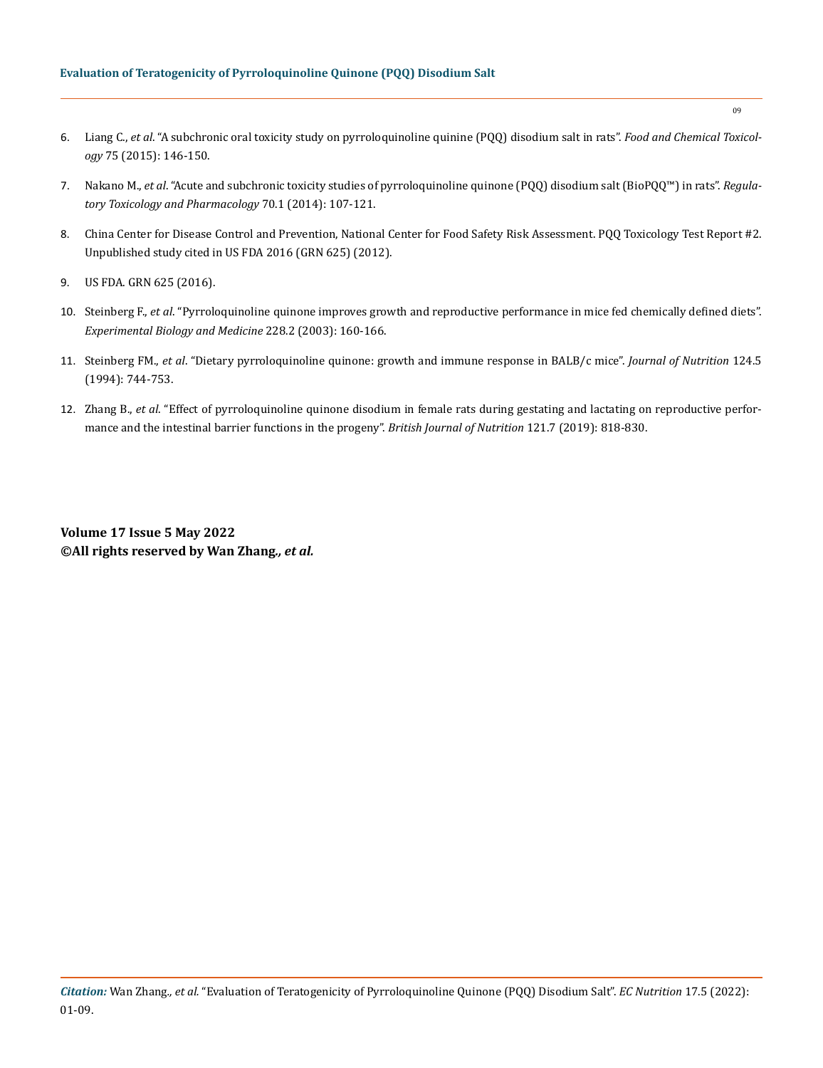6. Liang C., *et al*. "A subchronic oral toxicity study on pyrroloquinoline quinine (PQQ) disodium salt in rats". *Food and Chemical Toxicology* 75 (2015): 146-150.

7. Nakano M., *et al*. "Acute and subchronic toxicity studies of pyrroloquinoline quinone (PQQ) disodium salt (BioPQQ™) in rats". *Regulatory Toxicology and Pharmacology* 70.1 (2014): 107-121.

8. China Center for Disease Control and Prevention, National Center for Food Safety Risk Assessment. PQQ Toxicology Test Report #2. Unpublished study cited in US FDA 2016 (GRN 625) (2012).

9. US FDA. GRN 625 (2016).

10. Steinberg F., *et al*. "Pyrroloquinoline quinone improves growth and reproductive performance in mice fed chemically defined diets". *Experimental Biology and Medicine* 228.2 (2003): 160-166.

11. Steinberg FM., *et al*. "Dietary pyrroloquinoline quinone: growth and immune response in BALB/c mice". *Journal of Nutrition* 124.5 (1994): 744-753.

12. Zhang B., *et al*. "Effect of pyrroloquinoline quinone disodium in female rats during gestating and lactating on reproductive performance and the intestinal barrier functions in the progeny". *British Journal of Nutrition* 121.7 (2019): 818-830.

**Volume 17 Issue 5 May 2022**
**©All rights reserved by Wan Zhang*., et al.***